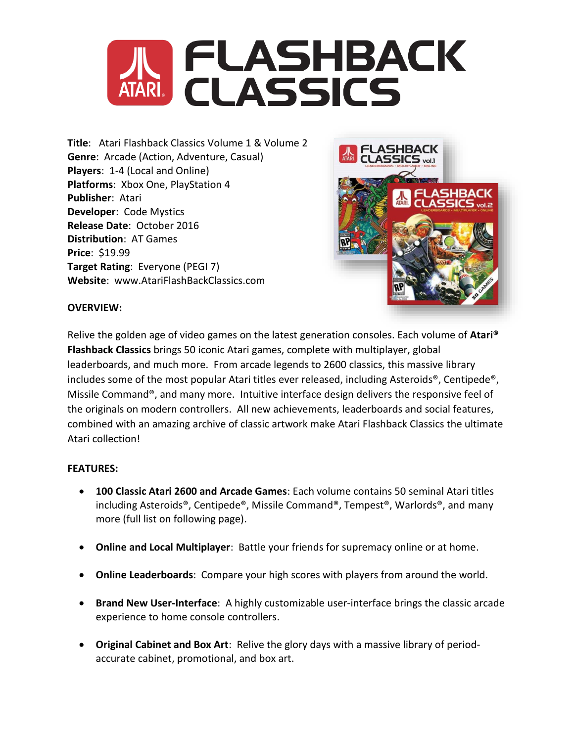# ATARI FLASHBACK CLASSICS

**Title**: Atari Flashback Classics Volume 1 & Volume 2
**Genre**: Arcade (Action, Adventure, Casual)
**Players**: 1-4 (Local and Online)
**Platforms**: Xbox One, PlayStation 4
**Publisher**: Atari
**Developer**: Code Mystics
**Release Date**: October 2016
**Distribution**: AT Games
**Price**: $19.99
**Target Rating**: Everyone (PEGI 7)
**Website**: www.AtariFlashBackClassics.com

**OVERVIEW:**

Relive the golden age of video games on the latest generation consoles. Each volume of **Atari® Flashback Classics** brings 50 iconic Atari games, complete with multiplayer, global leaderboards, and much more. From arcade legends to 2600 classics, this massive library includes some of the most popular Atari titles ever released, including Asteroids®, Centipede®, Missile Command®, and many more. Intuitive interface design delivers the responsive feel of the originals on modern controllers. All new achievements, leaderboards and social features, combined with an amazing archive of classic artwork make Atari Flashback Classics the ultimate Atari collection!

**FEATURES:**

- **100 Classic Atari 2600 and Arcade Games**: Each volume contains 50 seminal Atari titles including Asteroids®, Centipede®, Missile Command®, Tempest®, Warlords®, and many more (full list on following page).

- **Online and Local Multiplayer**: Battle your friends for supremacy online or at home.

- **Online Leaderboards**: Compare your high scores with players from around the world.

- **Brand New User-Interface**: A highly customizable user-interface brings the classic arcade experience to home console controllers.

- **Original Cabinet and Box Art**: Relive the glory days with a massive library of period-accurate cabinet, promotional, and box art.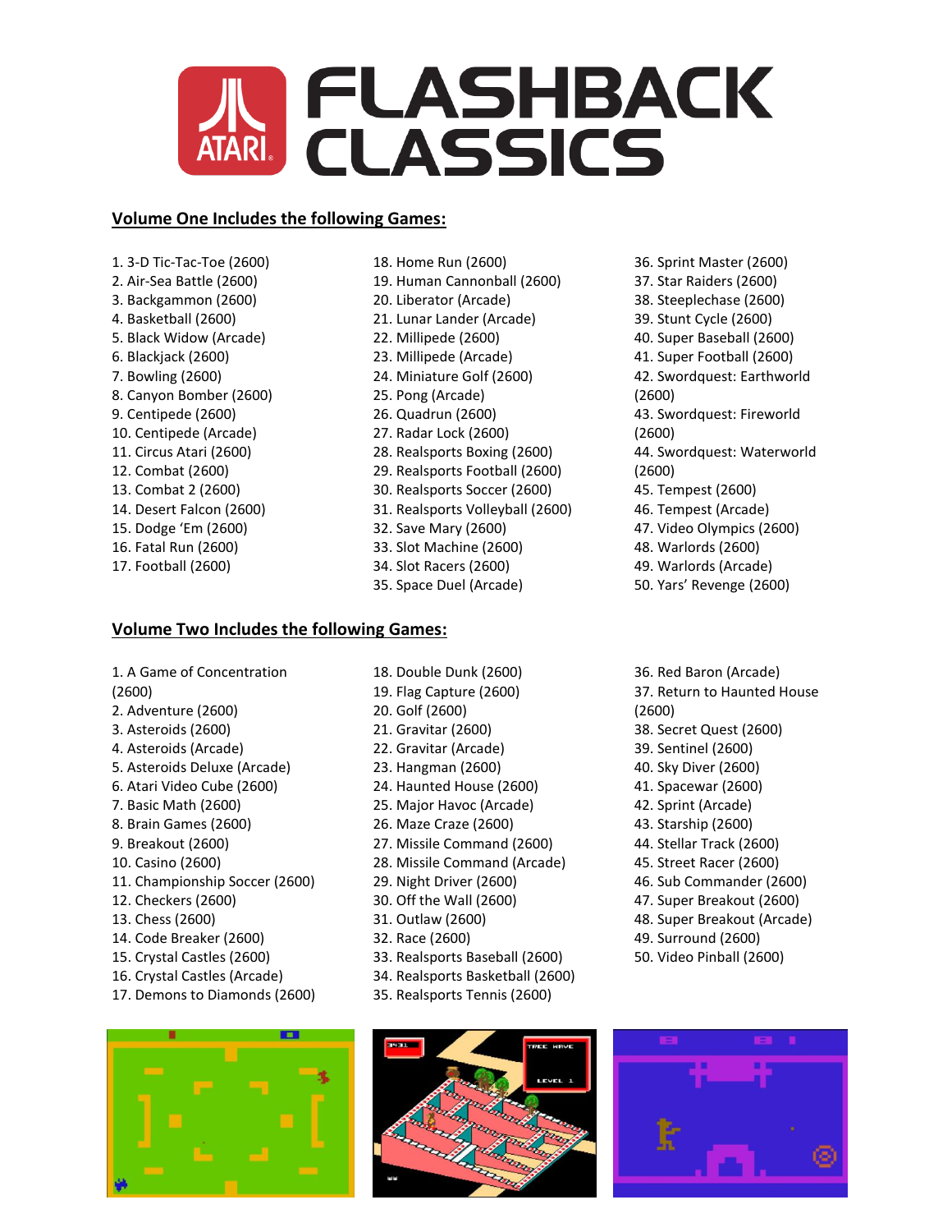# ATARI FLASHBACK CLASSICS

## Volume One Includes the following Games:

1. 3-D Tic-Tac-Toe (2600)
2. Air-Sea Battle (2600)
3. Backgammon (2600)
4. Basketball (2600)
5. Black Widow (Arcade)
6. Blackjack (2600)
7. Bowling (2600)
8. Canyon Bomber (2600)
9. Centipede (2600)
10. Centipede (Arcade)
11. Circus Atari (2600)
12. Combat (2600)
13. Combat 2 (2600)
14. Desert Falcon (2600)
15. Dodge 'Em (2600)
16. Fatal Run (2600)
17. Football (2600)
18. Home Run (2600)
19. Human Cannonball (2600)
20. Liberator (Arcade)
21. Lunar Lander (Arcade)
22. Millipede (2600)
23. Millipede (Arcade)
24. Miniature Golf (2600)
25. Pong (Arcade)
26. Quadrun (2600)
27. Radar Lock (2600)
28. Realsports Boxing (2600)
29. Realsports Football (2600)
30. Realsports Soccer (2600)
31. Realsports Volleyball (2600)
32. Save Mary (2600)
33. Slot Machine (2600)
34. Slot Racers (2600)
35. Space Duel (Arcade)
36. Sprint Master (2600)
37. Star Raiders (2600)
38. Steeplechase (2600)
39. Stunt Cycle (2600)
40. Super Baseball (2600)
41. Super Football (2600)
42. Swordquest: Earthworld (2600)
43. Swordquest: Fireworld (2600)
44. Swordquest: Waterworld (2600)
45. Tempest (2600)
46. Tempest (Arcade)
47. Video Olympics (2600)
48. Warlords (2600)
49. Warlords (Arcade)
50. Yars' Revenge (2600)

## Volume Two Includes the following Games:

1. A Game of Concentration (2600)
2. Adventure (2600)
3. Asteroids (2600)
4. Asteroids (Arcade)
5. Asteroids Deluxe (Arcade)
6. Atari Video Cube (2600)
7. Basic Math (2600)
8. Brain Games (2600)
9. Breakout (2600)
10. Casino (2600)
11. Championship Soccer (2600)
12. Checkers (2600)
13. Chess (2600)
14. Code Breaker (2600)
15. Crystal Castles (2600)
16. Crystal Castles (Arcade)
17. Demons to Diamonds (2600)
18. Double Dunk (2600)
19. Flag Capture (2600)
20. Golf (2600)
21. Gravitar (2600)
22. Gravitar (Arcade)
23. Hangman (2600)
24. Haunted House (2600)
25. Major Havoc (Arcade)
26. Maze Craze (2600)
27. Missile Command (2600)
28. Missile Command (Arcade)
29. Night Driver (2600)
30. Off the Wall (2600)
31. Outlaw (2600)
32. Race (2600)
33. Realsports Baseball (2600)
34. Realsports Basketball (2600)
35. Realsports Tennis (2600)
36. Red Baron (Arcade)
37. Return to Haunted House (2600)
38. Secret Quest (2600)
39. Sentinel (2600)
40. Sky Diver (2600)
41. Spacewar (2600)
42. Sprint (Arcade)
43. Starship (2600)
44. Stellar Track (2600)
45. Street Racer (2600)
46. Sub Commander (2600)
47. Super Breakout (2600)
48. Super Breakout (Arcade)
49. Surround (2600)
50. Video Pinball (2600)